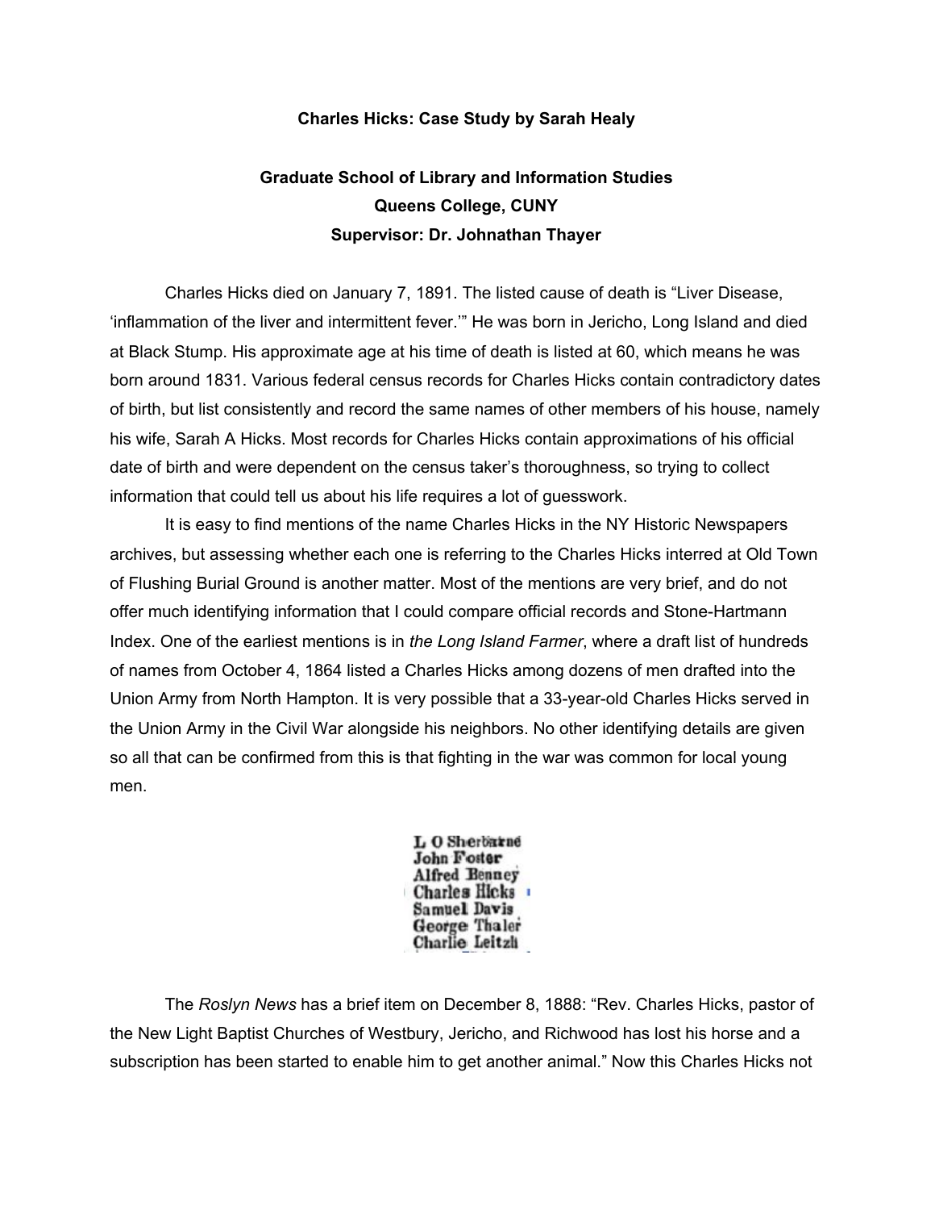**Charles Hicks: Case Study by Sarah Healy**

**Graduate School of Library and Information Studies**
**Queens College, CUNY**
**Supervisor: Dr. Johnathan Thayer**

Charles Hicks died on January 7, 1891. The listed cause of death is "Liver Disease, 'inflammation of the liver and intermittent fever.'" He was born in Jericho, Long Island and died at Black Stump. His approximate age at his time of death is listed at 60, which means he was born around 1831. Various federal census records for Charles Hicks contain contradictory dates of birth, but list consistently and record the same names of other members of his house, namely his wife, Sarah A Hicks. Most records for Charles Hicks contain approximations of his official date of birth and were dependent on the census taker's thoroughness, so trying to collect information that could tell us about his life requires a lot of guesswork.

It is easy to find mentions of the name Charles Hicks in the NY Historic Newspapers archives, but assessing whether each one is referring to the Charles Hicks interred at Old Town of Flushing Burial Ground is another matter. Most of the mentions are very brief, and do not offer much identifying information that I could compare official records and Stone-Hartmann Index. One of the earliest mentions is in *the Long Island Farmer*, where a draft list of hundreds of names from October 4, 1864 listed a Charles Hicks among dozens of men drafted into the Union Army from North Hampton. It is very possible that a 33-year-old Charles Hicks served in the Union Army in the Civil War alongside his neighbors. No other identifying details are given so all that can be confirmed from this is that fighting in the war was common for local young men.

L O Sherburne
John Foster
Alfred Benney
Charles Hicks
Samuel Davis
George Thaler
Charlie Leitzli

The *Roslyn News* has a brief item on December 8, 1888: "Rev. Charles Hicks, pastor of the New Light Baptist Churches of Westbury, Jericho, and Richwood has lost his horse and a subscription has been started to enable him to get another animal." Now this Charles Hicks not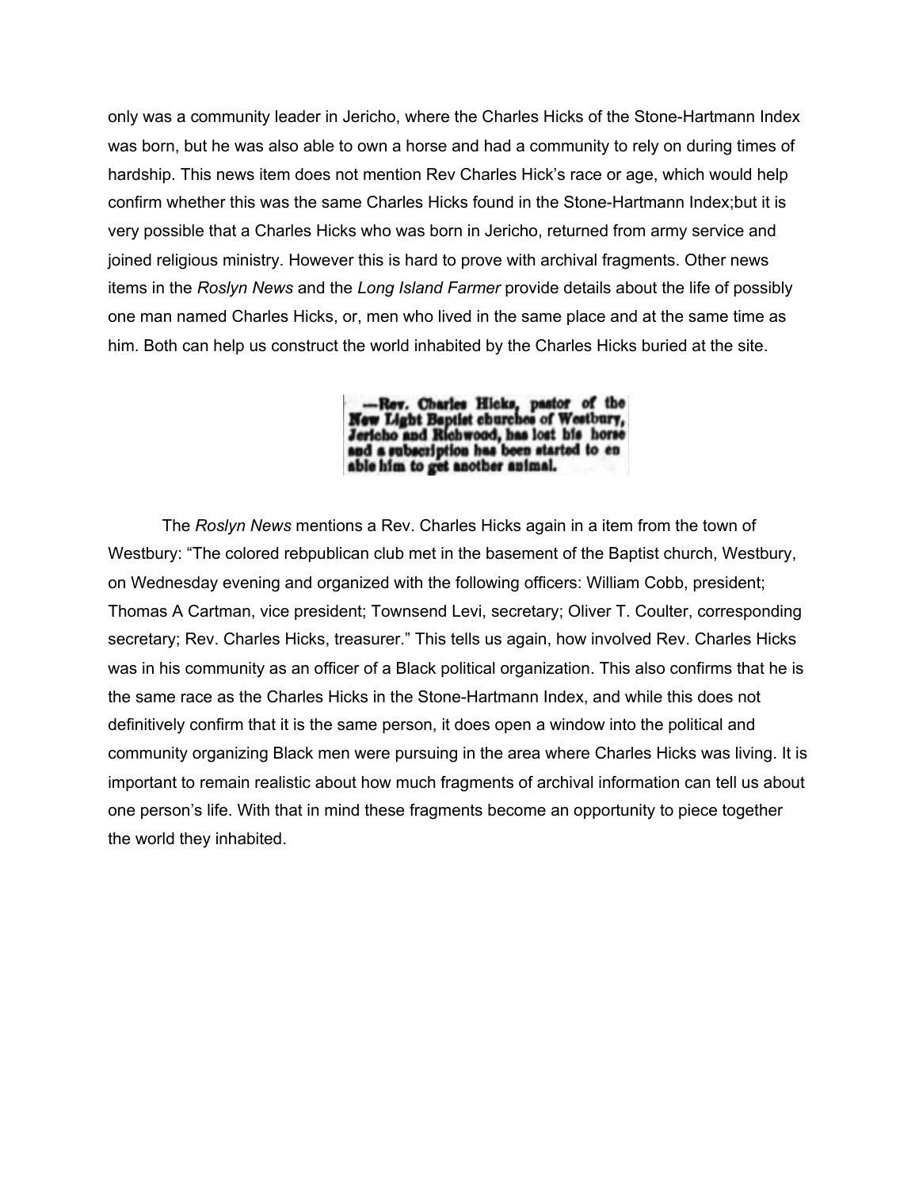only was a community leader in Jericho, where the Charles Hicks of the Stone-Hartmann Index was born, but he was also able to own a horse and had a community to rely on during times of hardship. This news item does not mention Rev Charles Hick's race or age, which would help confirm whether this was the same Charles Hicks found in the Stone-Hartmann Index;but it is very possible that a Charles Hicks who was born in Jericho, returned from army service and joined religious ministry. However this is hard to prove with archival fragments. Other news items in the *Roslyn News* and the *Long Island Farmer* provide details about the life of possibly one man named Charles Hicks, or, men who lived in the same place and at the same time as him. Both can help us construct the world inhabited by the Charles Hicks buried at the site.

—Rev. Charles Hicks, pastor of the New Light Baptist churches of Westbury, Jericho and Richwood, has lost his horse and a subscription has been started to enable him to get another animal.

The *Roslyn News* mentions a Rev. Charles Hicks again in a item from the town of Westbury: "The colored rebpublican club met in the basement of the Baptist church, Westbury, on Wednesday evening and organized with the following officers: William Cobb, president; Thomas A Cartman, vice president; Townsend Levi, secretary; Oliver T. Coulter, corresponding secretary; Rev. Charles Hicks, treasurer." This tells us again, how involved Rev. Charles Hicks was in his community as an officer of a Black political organization. This also confirms that he is the same race as the Charles Hicks in the Stone-Hartmann Index, and while this does not definitively confirm that it is the same person, it does open a window into the political and community organizing Black men were pursuing in the area where Charles Hicks was living. It is important to remain realistic about how much fragments of archival information can tell us about one person's life. With that in mind these fragments become an opportunity to piece together the world they inhabited.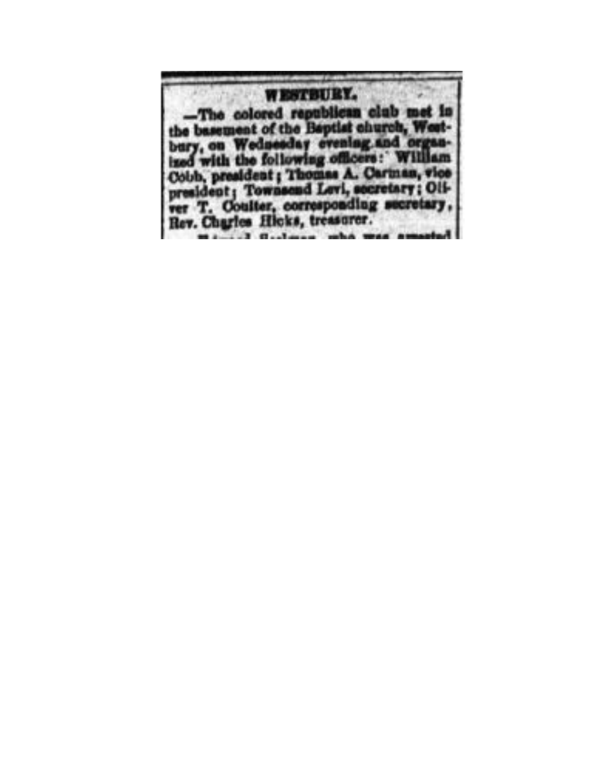## WESTBURY.

—The colored republican club met in the basement of the Baptist church, Westbury, on Wednesday evening and organized with the following officers: William Cobb, president; Thomas A. Carman, vice president; Townsend Levi, secretary; Oliver T. Coulter, corresponding secretary, Rev. Charles Hicks, treasurer.